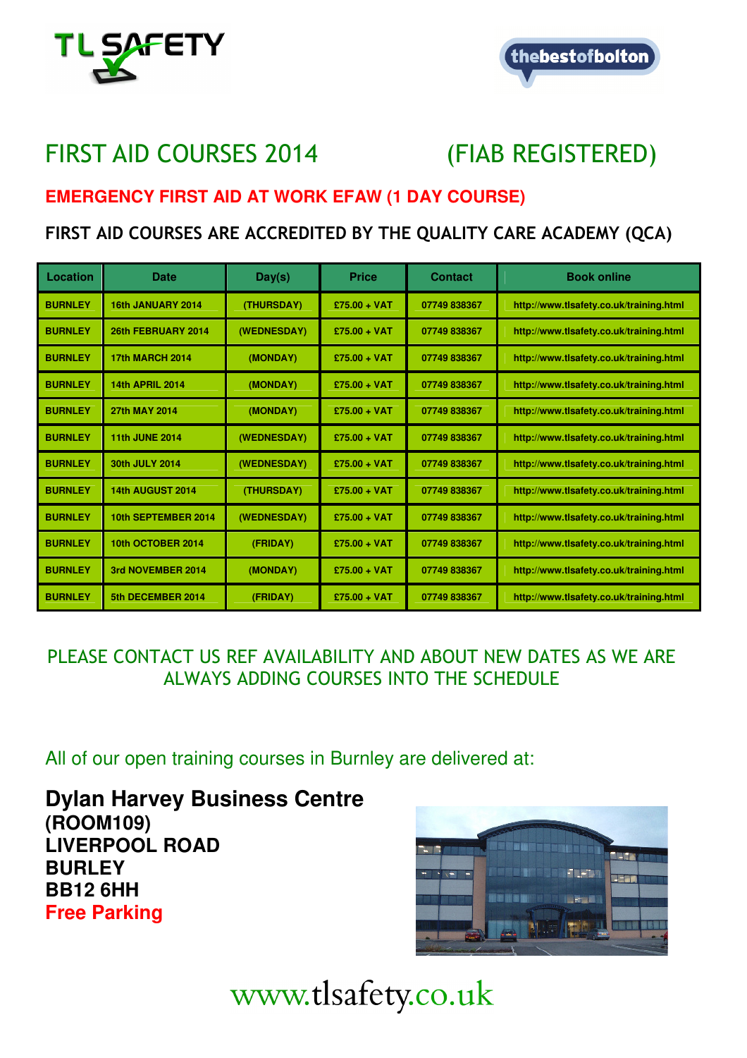TL SAFETY

thebestofbolton

# FIRST AID COURSES 2014 (FIAB REGISTERED)

## EMERGENCY FIRST AID AT WORK EFAW (1 DAY COURSE)

### FIRST AID COURSES ARE ACCREDITED BY THE QUALITY CARE ACADEMY (QCA)

| Location | Date | Day(s) | Price | Contact | Book online |
|---|---|---|---|---|---|
| BURNLEY | 16th JANUARY 2014 | (THURSDAY) | £75.00 + VAT | 07749 838367 | http://www.tlsafety.co.uk/training.html |
| BURNLEY | 26th FEBRUARY 2014 | (WEDNESDAY) | £75.00 + VAT | 07749 838367 | http://www.tlsafety.co.uk/training.html |
| BURNLEY | 17th MARCH 2014 | (MONDAY) | £75.00 + VAT | 07749 838367 | http://www.tlsafety.co.uk/training.html |
| BURNLEY | 14th APRIL 2014 | (MONDAY) | £75.00 + VAT | 07749 838367 | http://www.tlsafety.co.uk/training.html |
| BURNLEY | 27th MAY 2014 | (MONDAY) | £75.00 + VAT | 07749 838367 | http://www.tlsafety.co.uk/training.html |
| BURNLEY | 11th JUNE 2014 | (WEDNESDAY) | £75.00 + VAT | 07749 838367 | http://www.tlsafety.co.uk/training.html |
| BURNLEY | 30th JULY 2014 | (WEDNESDAY) | £75.00 + VAT | 07749 838367 | http://www.tlsafety.co.uk/training.html |
| BURNLEY | 14th AUGUST 2014 | (THURSDAY) | £75.00 + VAT | 07749 838367 | http://www.tlsafety.co.uk/training.html |
| BURNLEY | 10th SEPTEMBER 2014 | (WEDNESDAY) | £75.00 + VAT | 07749 838367 | http://www.tlsafety.co.uk/training.html |
| BURNLEY | 10th OCTOBER 2014 | (FRIDAY) | £75.00 + VAT | 07749 838367 | http://www.tlsafety.co.uk/training.html |
| BURNLEY | 3rd NOVEMBER 2014 | (MONDAY) | £75.00 + VAT | 07749 838367 | http://www.tlsafety.co.uk/training.html |
| BURNLEY | 5th DECEMBER 2014 | (FRIDAY) | £75.00 + VAT | 07749 838367 | http://www.tlsafety.co.uk/training.html |

PLEASE CONTACT US REF AVAILABILITY AND ABOUT NEW DATES AS WE ARE ALWAYS ADDING COURSES INTO THE SCHEDULE

All of our open training courses in Burnley are delivered at:

**Dylan Harvey Business Centre**
**(ROOM109)**
**LIVERPOOL ROAD**
**BURLEY**
**BB12 6HH**
**Free Parking**

www.tlsafety.co.uk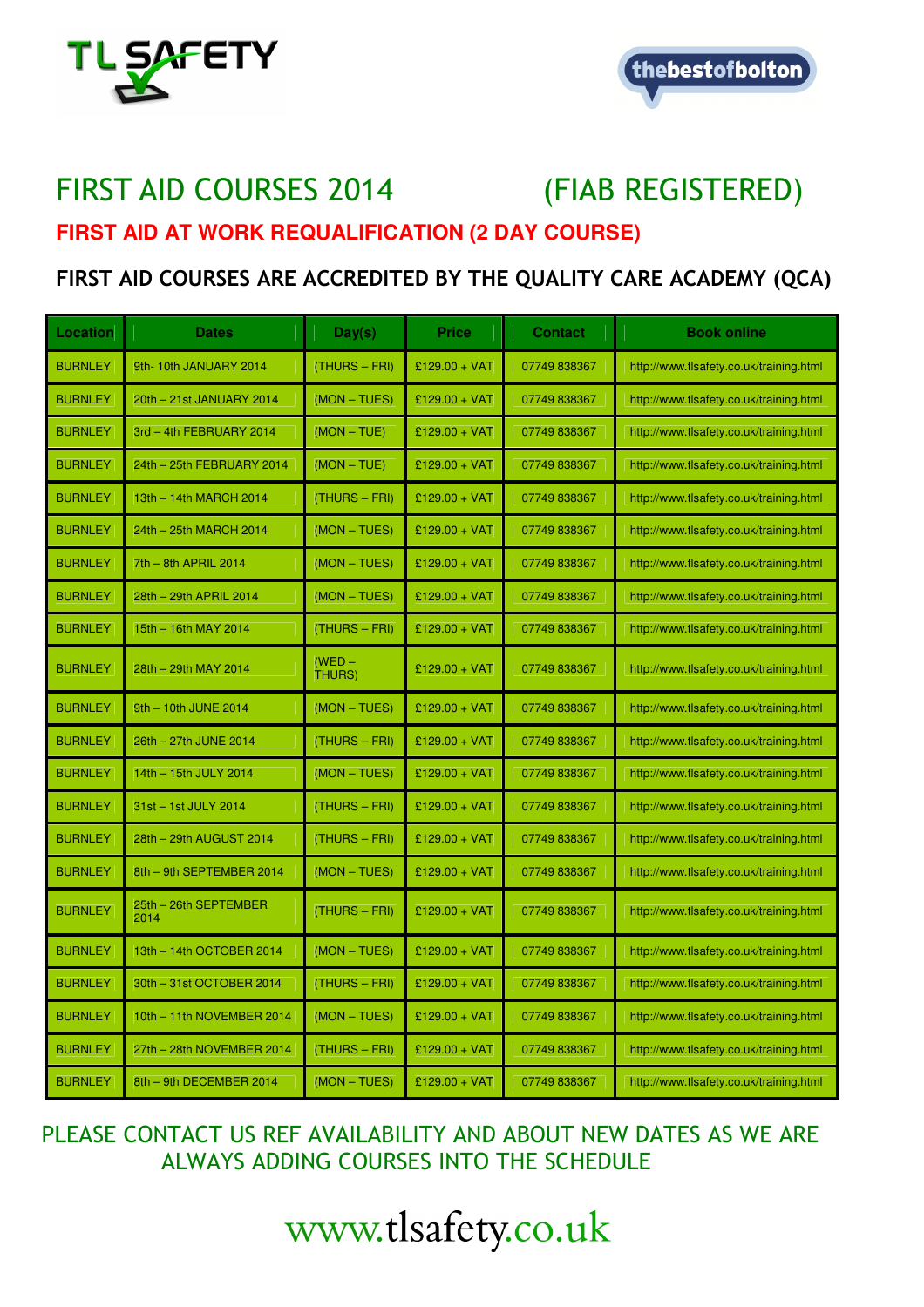TL SAFETY

thebestofbolton

# FIRST AID COURSES 2014 (FIAB REGISTERED)

## FIRST AID AT WORK REQUALIFICATION (2 DAY COURSE)

### FIRST AID COURSES ARE ACCREDITED BY THE QUALITY CARE ACADEMY (QCA)

| Location | Dates | Day(s) | Price | Contact | Book online |
|---|---|---|---|---|---|
| BURNLEY | 9th- 10th JANUARY 2014 | (THURS – FRI) | £129.00 + VAT | 07749 838367 | http://www.tlsafety.co.uk/training.html |
| BURNLEY | 20th – 21st JANUARY 2014 | (MON – TUES) | £129.00 + VAT | 07749 838367 | http://www.tlsafety.co.uk/training.html |
| BURNLEY | 3rd – 4th FEBRUARY 2014 | (MON – TUE) | £129.00 + VAT | 07749 838367 | http://www.tlsafety.co.uk/training.html |
| BURNLEY | 24th – 25th FEBRUARY 2014 | (MON – TUE) | £129.00 + VAT | 07749 838367 | http://www.tlsafety.co.uk/training.html |
| BURNLEY | 13th – 14th MARCH 2014 | (THURS – FRI) | £129.00 + VAT | 07749 838367 | http://www.tlsafety.co.uk/training.html |
| BURNLEY | 24th – 25th MARCH 2014 | (MON – TUES) | £129.00 + VAT | 07749 838367 | http://www.tlsafety.co.uk/training.html |
| BURNLEY | 7th – 8th APRIL 2014 | (MON – TUES) | £129.00 + VAT | 07749 838367 | http://www.tlsafety.co.uk/training.html |
| BURNLEY | 28th – 29th APRIL 2014 | (MON – TUES) | £129.00 + VAT | 07749 838367 | http://www.tlsafety.co.uk/training.html |
| BURNLEY | 15th – 16th MAY 2014 | (THURS – FRI) | £129.00 + VAT | 07749 838367 | http://www.tlsafety.co.uk/training.html |
| BURNLEY | 28th – 29th MAY 2014 | (WED – THURS) | £129.00 + VAT | 07749 838367 | http://www.tlsafety.co.uk/training.html |
| BURNLEY | 9th – 10th JUNE 2014 | (MON – TUES) | £129.00 + VAT | 07749 838367 | http://www.tlsafety.co.uk/training.html |
| BURNLEY | 26th – 27th JUNE 2014 | (THURS – FRI) | £129.00 + VAT | 07749 838367 | http://www.tlsafety.co.uk/training.html |
| BURNLEY | 14th – 15th JULY 2014 | (MON – TUES) | £129.00 + VAT | 07749 838367 | http://www.tlsafety.co.uk/training.html |
| BURNLEY | 31st – 1st JULY 2014 | (THURS – FRI) | £129.00 + VAT | 07749 838367 | http://www.tlsafety.co.uk/training.html |
| BURNLEY | 28th – 29th AUGUST 2014 | (THURS – FRI) | £129.00 + VAT | 07749 838367 | http://www.tlsafety.co.uk/training.html |
| BURNLEY | 8th – 9th SEPTEMBER 2014 | (MON – TUES) | £129.00 + VAT | 07749 838367 | http://www.tlsafety.co.uk/training.html |
| BURNLEY | 25th – 26th SEPTEMBER 2014 | (THURS – FRI) | £129.00 + VAT | 07749 838367 | http://www.tlsafety.co.uk/training.html |
| BURNLEY | 13th – 14th OCTOBER 2014 | (MON – TUES) | £129.00 + VAT | 07749 838367 | http://www.tlsafety.co.uk/training.html |
| BURNLEY | 30th – 31st OCTOBER 2014 | (THURS – FRI) | £129.00 + VAT | 07749 838367 | http://www.tlsafety.co.uk/training.html |
| BURNLEY | 10th – 11th NOVEMBER 2014 | (MON – TUES) | £129.00 + VAT | 07749 838367 | http://www.tlsafety.co.uk/training.html |
| BURNLEY | 27th – 28th NOVEMBER 2014 | (THURS – FRI) | £129.00 + VAT | 07749 838367 | http://www.tlsafety.co.uk/training.html |
| BURNLEY | 8th – 9th DECEMBER 2014 | (MON – TUES) | £129.00 + VAT | 07749 838367 | http://www.tlsafety.co.uk/training.html |

PLEASE CONTACT US REF AVAILABILITY AND ABOUT NEW DATES AS WE ARE ALWAYS ADDING COURSES INTO THE SCHEDULE

www.tlsafety.co.uk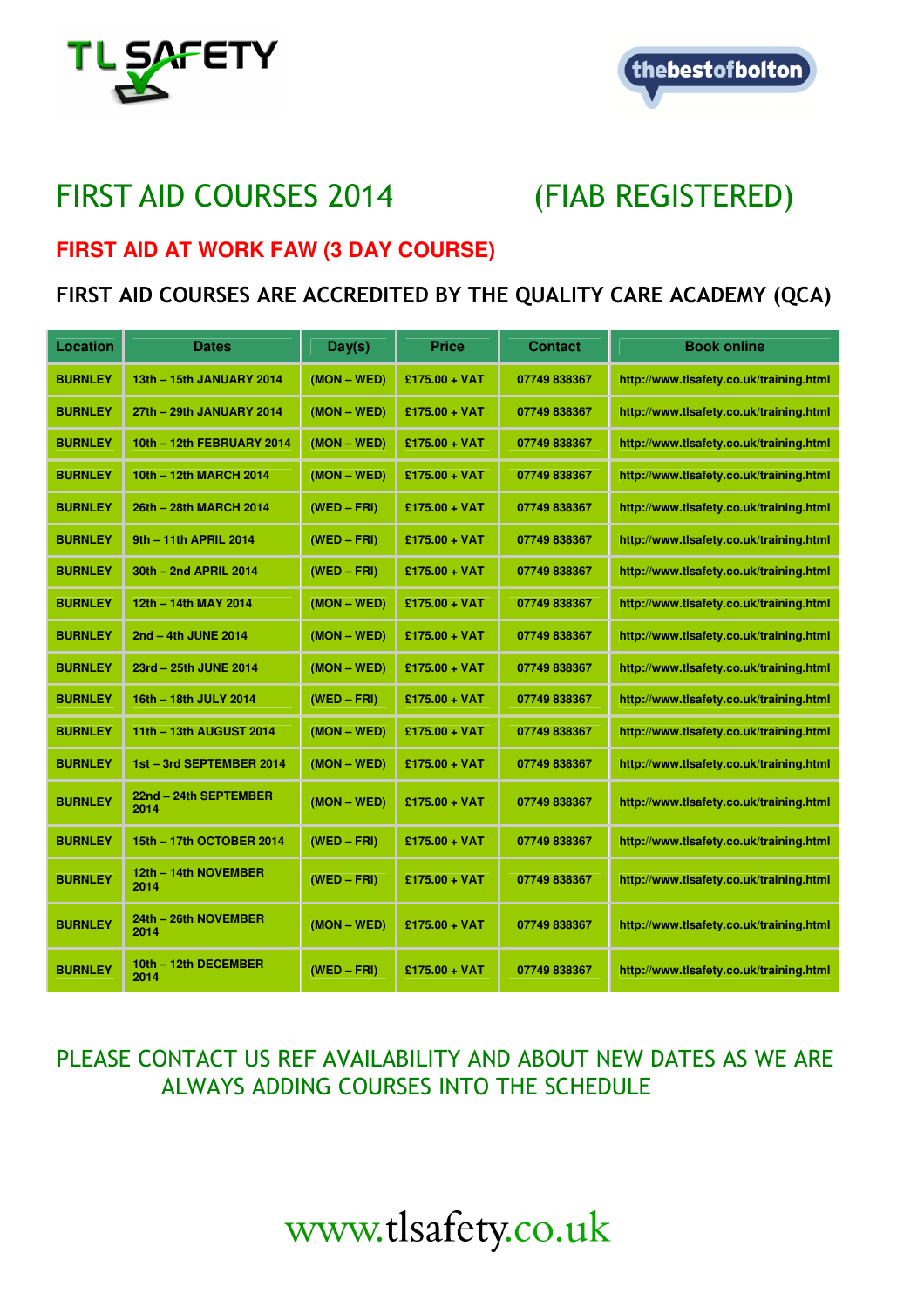TL SAFETY

thebestofbolton

# FIRST AID COURSES 2014 (FIAB REGISTERED)

## FIRST AID AT WORK FAW (3 DAY COURSE)

## FIRST AID COURSES ARE ACCREDITED BY THE QUALITY CARE ACADEMY (QCA)

| Location | Dates | Day(s) | Price | Contact | Book online |
|---|---|---|---|---|---|
| BURNLEY | 13th – 15th JANUARY 2014 | (MON – WED) | £175.00 + VAT | 07749 838367 | http://www.tlsafety.co.uk/training.html |
| BURNLEY | 27th – 29th JANUARY 2014 | (MON – WED) | £175.00 + VAT | 07749 838367 | http://www.tlsafety.co.uk/training.html |
| BURNLEY | 10th – 12th FEBRUARY 2014 | (MON – WED) | £175.00 + VAT | 07749 838367 | http://www.tlsafety.co.uk/training.html |
| BURNLEY | 10th – 12th MARCH 2014 | (MON – WED) | £175.00 + VAT | 07749 838367 | http://www.tlsafety.co.uk/training.html |
| BURNLEY | 26th – 28th MARCH 2014 | (WED – FRI) | £175.00 + VAT | 07749 838367 | http://www.tlsafety.co.uk/training.html |
| BURNLEY | 9th – 11th APRIL 2014 | (WED – FRI) | £175.00 + VAT | 07749 838367 | http://www.tlsafety.co.uk/training.html |
| BURNLEY | 30th – 2nd APRIL 2014 | (WED – FRI) | £175.00 + VAT | 07749 838367 | http://www.tlsafety.co.uk/training.html |
| BURNLEY | 12th – 14th MAY 2014 | (MON – WED) | £175.00 + VAT | 07749 838367 | http://www.tlsafety.co.uk/training.html |
| BURNLEY | 2nd – 4th JUNE 2014 | (MON – WED) | £175.00 + VAT | 07749 838367 | http://www.tlsafety.co.uk/training.html |
| BURNLEY | 23rd – 25th JUNE 2014 | (MON – WED) | £175.00 + VAT | 07749 838367 | http://www.tlsafety.co.uk/training.html |
| BURNLEY | 16th – 18th JULY 2014 | (WED – FRI) | £175.00 + VAT | 07749 838367 | http://www.tlsafety.co.uk/training.html |
| BURNLEY | 11th – 13th AUGUST 2014 | (MON – WED) | £175.00 + VAT | 07749 838367 | http://www.tlsafety.co.uk/training.html |
| BURNLEY | 1st – 3rd SEPTEMBER 2014 | (MON – WED) | £175.00 + VAT | 07749 838367 | http://www.tlsafety.co.uk/training.html |
| BURNLEY | 22nd – 24th SEPTEMBER 2014 | (MON – WED) | £175.00 + VAT | 07749 838367 | http://www.tlsafety.co.uk/training.html |
| BURNLEY | 15th – 17th OCTOBER 2014 | (WED – FRI) | £175.00 + VAT | 07749 838367 | http://www.tlsafety.co.uk/training.html |
| BURNLEY | 12th – 14th NOVEMBER 2014 | (WED – FRI) | £175.00 + VAT | 07749 838367 | http://www.tlsafety.co.uk/training.html |
| BURNLEY | 24th – 26th NOVEMBER 2014 | (MON – WED) | £175.00 + VAT | 07749 838367 | http://www.tlsafety.co.uk/training.html |
| BURNLEY | 10th – 12th DECEMBER 2014 | (WED – FRI) | £175.00 + VAT | 07749 838367 | http://www.tlsafety.co.uk/training.html |

PLEASE CONTACT US REF AVAILABILITY AND ABOUT NEW DATES AS WE ARE ALWAYS ADDING COURSES INTO THE SCHEDULE

www.tlsafety.co.uk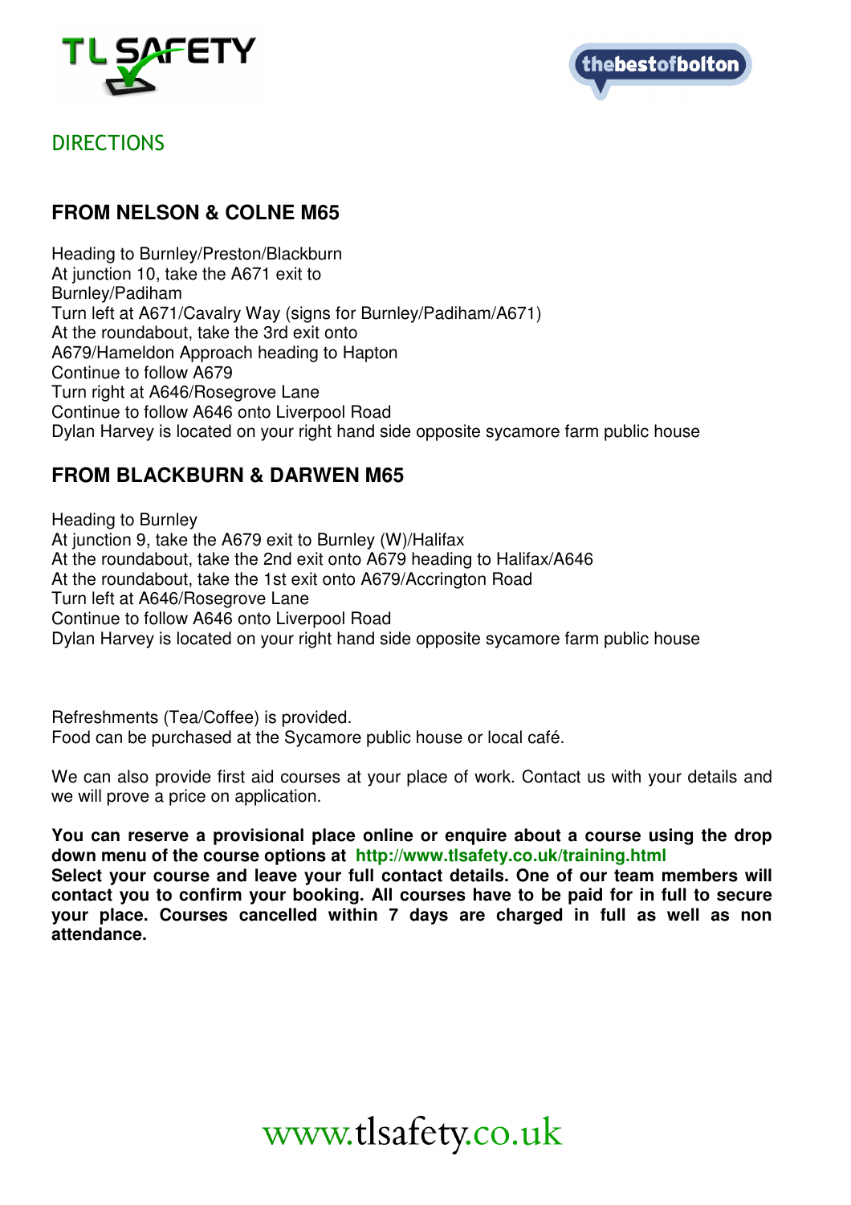TL SAFETY

thebestofbolton

## DIRECTIONS

### FROM NELSON & COLNE M65

Heading to Burnley/Preston/Blackburn
At junction 10, take the A671 exit to Burnley/Padiham
Turn left at A671/Cavalry Way (signs for Burnley/Padiham/A671)
At the roundabout, take the 3rd exit onto A679/Hameldon Approach heading to Hapton
Continue to follow A679
Turn right at A646/Rosegrove Lane
Continue to follow A646 onto Liverpool Road
Dylan Harvey is located on your right hand side opposite sycamore farm public house

### FROM BLACKBURN & DARWEN M65

Heading to Burnley
At junction 9, take the A679 exit to Burnley (W)/Halifax
At the roundabout, take the 2nd exit onto A679 heading to Halifax/A646
At the roundabout, take the 1st exit onto A679/Accrington Road
Turn left at A646/Rosegrove Lane
Continue to follow A646 onto Liverpool Road
Dylan Harvey is located on your right hand side opposite sycamore farm public house

Refreshments (Tea/Coffee) is provided.
Food can be purchased at the Sycamore public house or local café.

We can also provide first aid courses at your place of work. Contact us with your details and we will prove a price on application.

**You can reserve a provisional place online or enquire about a course using the drop down menu of the course options at http://www.tlsafety.co.uk/training.html**
**Select your course and leave your full contact details. One of our team members will contact you to confirm your booking. All courses have to be paid for in full to secure your place. Courses cancelled within 7 days are charged in full as well as non attendance.**

www.tlsafety.co.uk